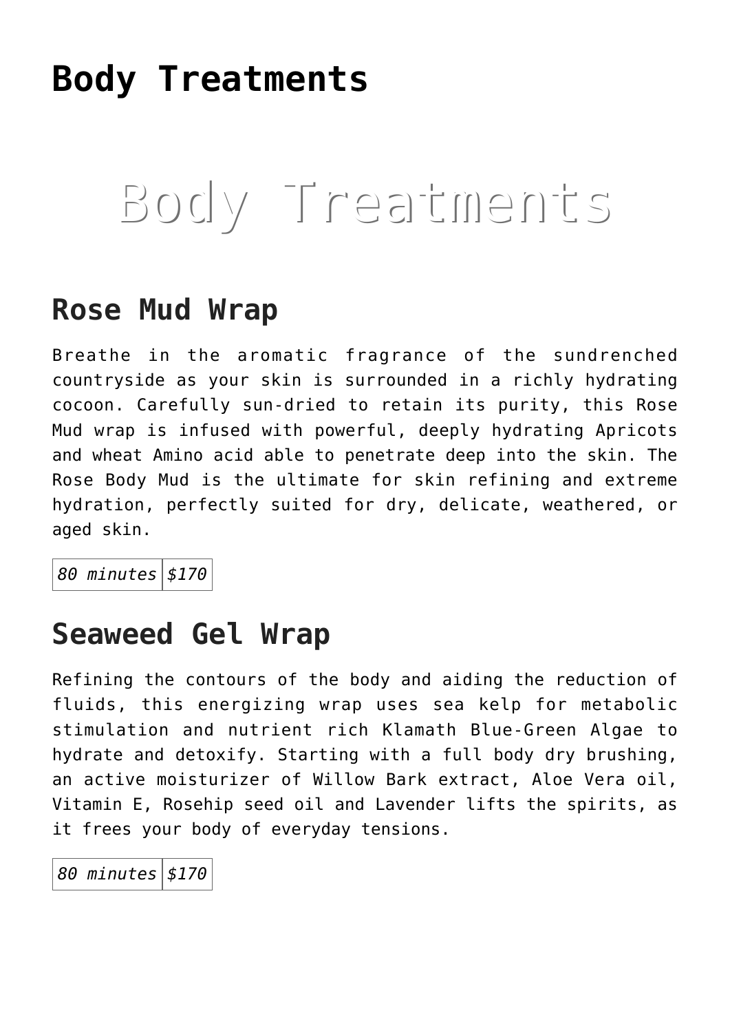# Body Treatments

Body Treatments

## Rose Mud Wrap

Breathe in the aromatic fragrance of the sundrenched countryside as your skin is surrounded in a richly hydrating cocoon. Carefully sun-dried to retain its purity, this Rose Mud wrap is infused with powerful, deeply hydrating Apricots and wheat Amino acid able to penetrate deep into the skin. The Rose Body Mud is the ultimate for skin refining and extreme hydration, perfectly suited for dry, delicate, weathered, or aged skin.

| *80 minutes* | *$170* |
|---|---|

## Seaweed Gel Wrap

Refining the contours of the body and aiding the reduction of fluids, this energizing wrap uses sea kelp for metabolic stimulation and nutrient rich Klamath Blue-Green Algae to hydrate and detoxify. Starting with a full body dry brushing, an active moisturizer of Willow Bark extract, Aloe Vera oil, Vitamin E, Rosehip seed oil and Lavender lifts the spirits, as it frees your body of everyday tensions.

| *80 minutes* | *$170* |
|---|---|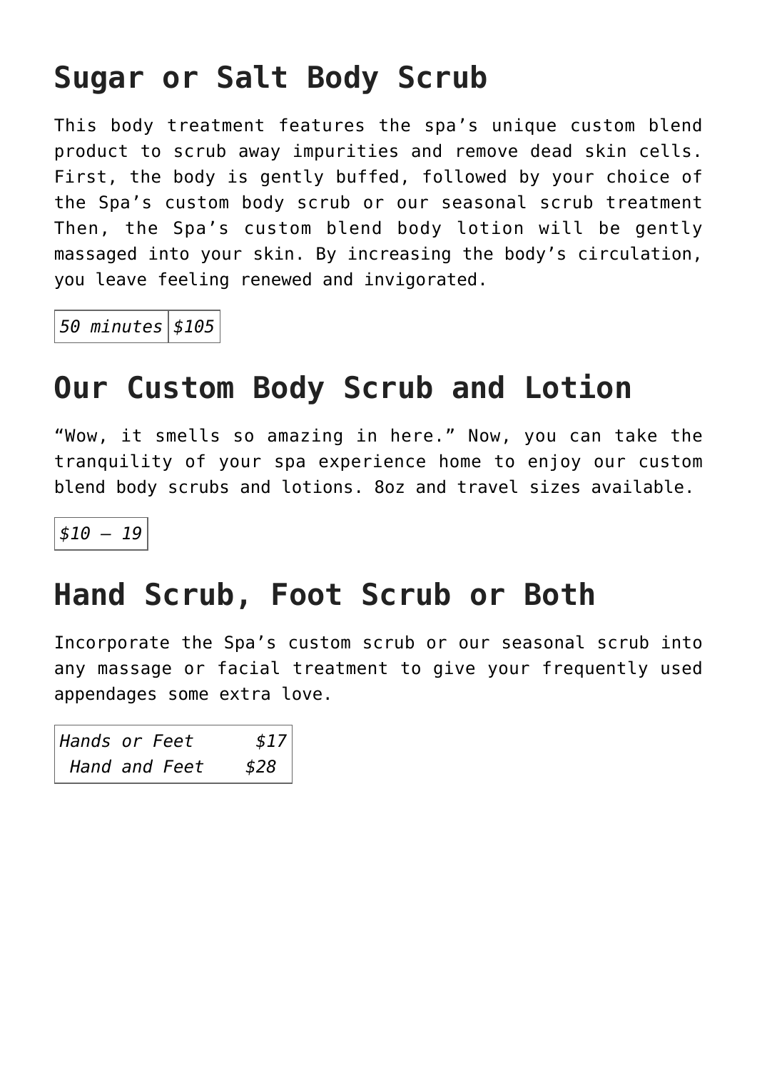# Sugar or Salt Body Scrub

This body treatment features the spa's unique custom blend product to scrub away impurities and remove dead skin cells. First, the body is gently buffed, followed by your choice of the Spa's custom body scrub or our seasonal scrub treatment Then, the Spa's custom blend body lotion will be gently massaged into your skin. By increasing the body's circulation, you leave feeling renewed and invigorated.

| | |
|---|---|
| *50 minutes* | *$105* |

# Our Custom Body Scrub and Lotion

"Wow, it smells so amazing in here." Now, you can take the tranquility of your spa experience home to enjoy our custom blend body scrubs and lotions. 8oz and travel sizes available.

| |
|---|
| *$10 – 19* |

# Hand Scrub, Foot Scrub or Both

Incorporate the Spa's custom scrub or our seasonal scrub into any massage or facial treatment to give your frequently used appendages some extra love.

| | |
|---|---|
| *Hands or Feet* | *$17* |
| *Hand and Feet* | *$28* |